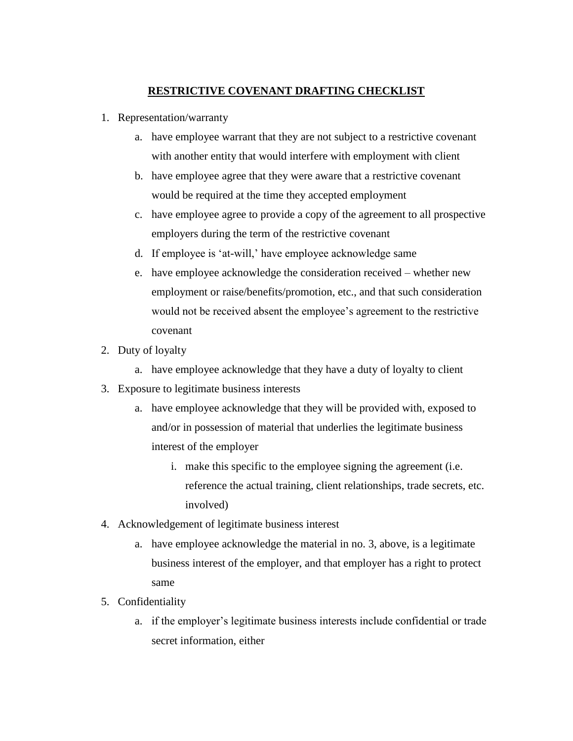# RESTRICTIVE COVENANT DRAFTING CHECKLIST

1. Representation/warranty
    a. have employee warrant that they are not subject to a restrictive covenant with another entity that would interfere with employment with client
    b. have employee agree that they were aware that a restrictive covenant would be required at the time they accepted employment
    c. have employee agree to provide a copy of the agreement to all prospective employers during the term of the restrictive covenant
    d. If employee is 'at-will,' have employee acknowledge same
    e. have employee acknowledge the consideration received – whether new employment or raise/benefits/promotion, etc., and that such consideration would not be received absent the employee's agreement to the restrictive covenant
2. Duty of loyalty
    a. have employee acknowledge that they have a duty of loyalty to client
3. Exposure to legitimate business interests
    a. have employee acknowledge that they will be provided with, exposed to and/or in possession of material that underlies the legitimate business interest of the employer
        i. make this specific to the employee signing the agreement (i.e. reference the actual training, client relationships, trade secrets, etc. involved)
4. Acknowledgement of legitimate business interest
    a. have employee acknowledge the material in no. 3, above, is a legitimate business interest of the employer, and that employer has a right to protect same
5. Confidentiality
    a. if the employer's legitimate business interests include confidential or trade secret information, either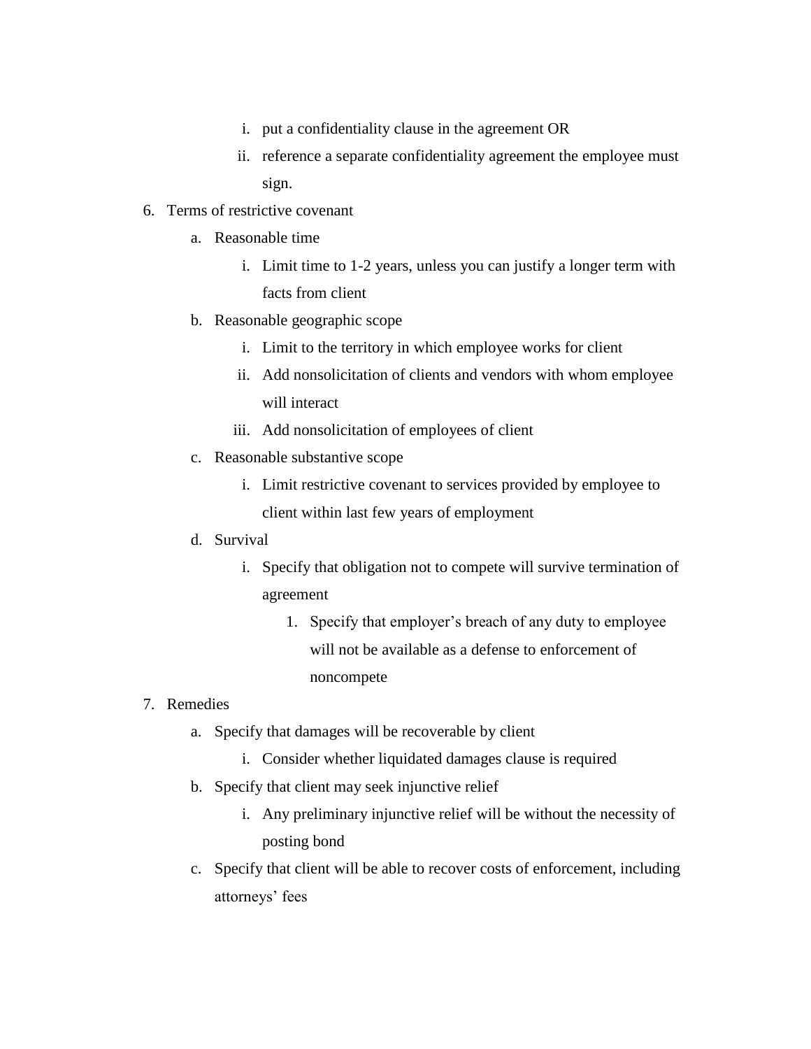i. put a confidentiality clause in the agreement OR
      ii. reference a separate confidentiality agreement the employee must sign.

6. Terms of restrictive covenant
   a. Reasonable time
      i. Limit time to 1-2 years, unless you can justify a longer term with facts from client
   b. Reasonable geographic scope
      i. Limit to the territory in which employee works for client
      ii. Add nonsolicitation of clients and vendors with whom employee will interact
      iii. Add nonsolicitation of employees of client
   c. Reasonable substantive scope
      i. Limit restrictive covenant to services provided by employee to client within last few years of employment
   d. Survival
      i. Specify that obligation not to compete will survive termination of agreement
         1. Specify that employer's breach of any duty to employee will not be available as a defense to enforcement of noncompete
7. Remedies
   a. Specify that damages will be recoverable by client
      i. Consider whether liquidated damages clause is required
   b. Specify that client may seek injunctive relief
      i. Any preliminary injunctive relief will be without the necessity of posting bond
   c. Specify that client will be able to recover costs of enforcement, including attorneys' fees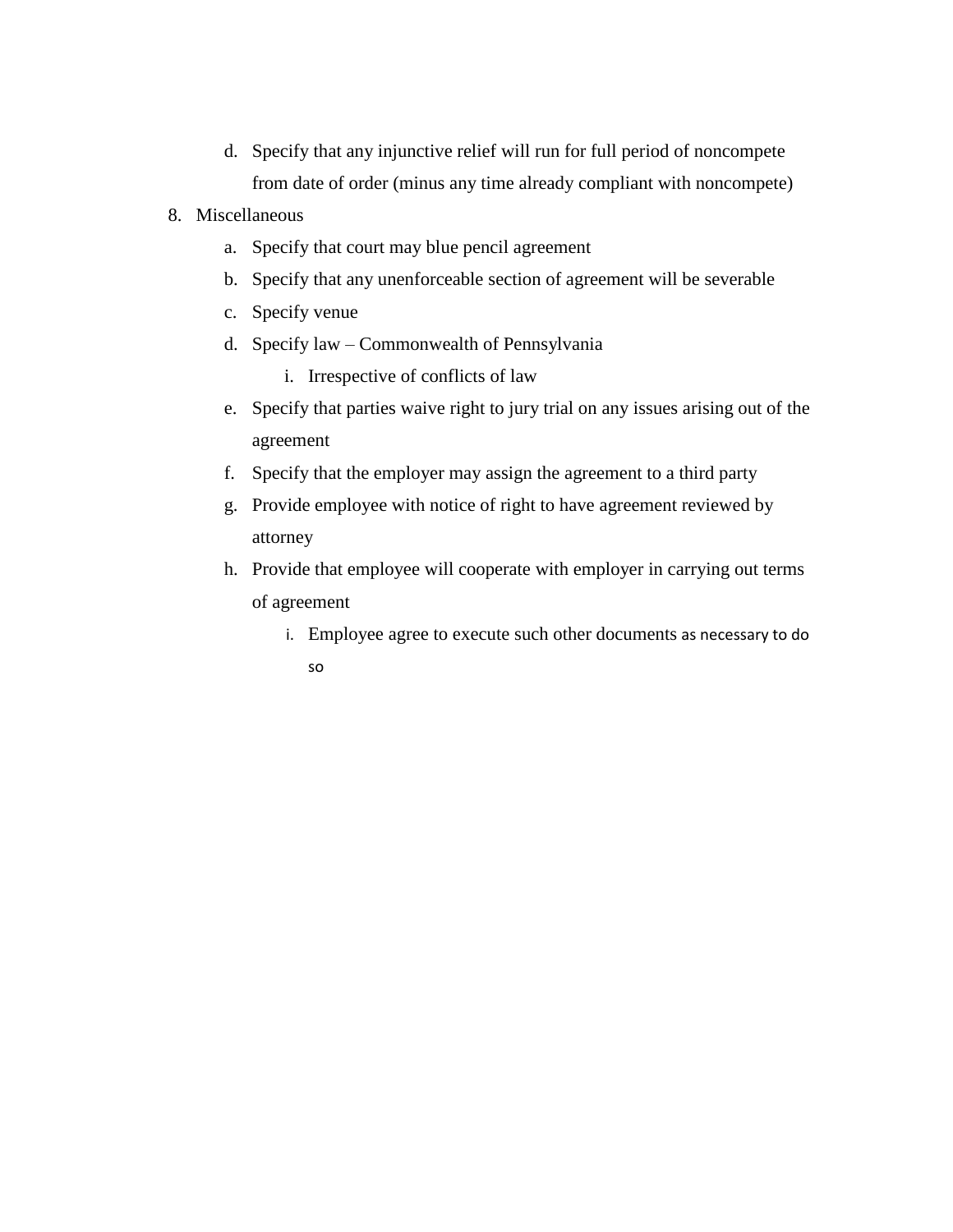d. Specify that any injunctive relief will run for full period of noncompete from date of order (minus any time already compliant with noncompete)

8. Miscellaneous
   a. Specify that court may blue pencil agreement
   b. Specify that any unenforceable section of agreement will be severable
   c. Specify venue
   d. Specify law – Commonwealth of Pennsylvania
      i. Irrespective of conflicts of law
   e. Specify that parties waive right to jury trial on any issues arising out of the agreement
   f. Specify that the employer may assign the agreement to a third party
   g. Provide employee with notice of right to have agreement reviewed by attorney
   h. Provide that employee will cooperate with employer in carrying out terms of agreement
      i. Employee agree to execute such other documents as necessary to do so